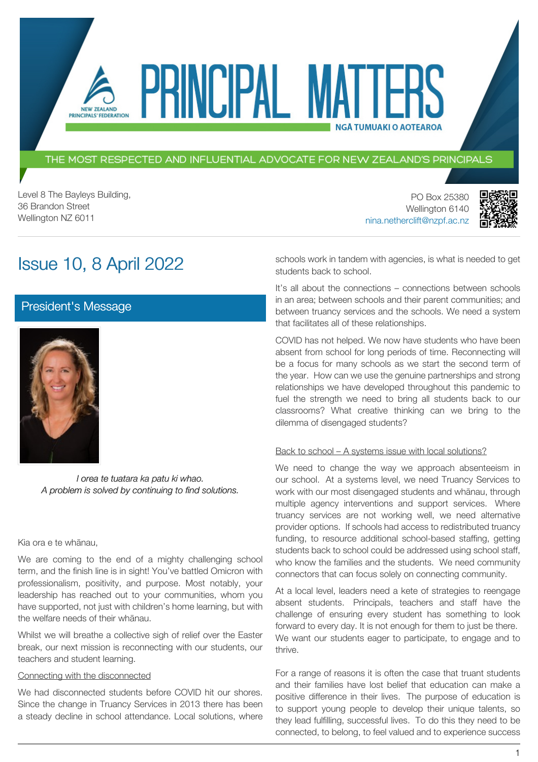# PRINCIPAL MATTERS

NEW ZEALAND PRINCIPALS' FEDERATION

NGĀ TUMUAKI O AOTEAROA

THE MOST RESPECTED AND INFLUENTIAL ADVOCATE FOR NEW ZEALAND'S PRINCIPALS

Level 8 The Bayleys Building,
36 Brandon Street
Wellington NZ 6011

PO Box 25380
Wellington 6140
nina.netherclift@nzpf.ac.nz

## Issue 10, 8 April 2022

### President's Message

*I orea te tuatara ka patu ki whao.*
*A problem is solved by continuing to find solutions.*

Kia ora e te whānau,

We are coming to the end of a mighty challenging school term, and the finish line is in sight! You've battled Omicron with professionalism, positivity, and purpose. Most notably, your leadership has reached out to your communities, whom you have supported, not just with children's home learning, but with the welfare needs of their whānau.

Whilst we will breathe a collective sigh of relief over the Easter break, our next mission is reconnecting with our students, our teachers and student learning.

Connecting with the disconnected

We had disconnected students before COVID hit our shores. Since the change in Truancy Services in 2013 there has been a steady decline in school attendance. Local solutions, where schools work in tandem with agencies, is what is needed to get students back to school.

It's all about the connections – connections between schools in an area; between schools and their parent communities; and between truancy services and the schools. We need a system that facilitates all of these relationships.

COVID has not helped. We now have students who have been absent from school for long periods of time. Reconnecting will be a focus for many schools as we start the second term of the year. How can we use the genuine partnerships and strong relationships we have developed throughout this pandemic to fuel the strength we need to bring all students back to our classrooms? What creative thinking can we bring to the dilemma of disengaged students?

Back to school – A systems issue with local solutions?

We need to change the way we approach absenteeism in our school. At a systems level, we need Truancy Services to work with our most disengaged students and whānau, through multiple agency interventions and support services. Where truancy services are not working well, we need alternative provider options. If schools had access to redistributed truancy funding, to resource additional school-based staffing, getting students back to school could be addressed using school staff, who know the families and the students. We need community connectors that can focus solely on connecting community.

At a local level, leaders need a kete of strategies to reengage absent students. Principals, teachers and staff have the challenge of ensuring every student has something to look forward to every day. It is not enough for them to just be there. We want our students eager to participate, to engage and to thrive.

For a range of reasons it is often the case that truant students and their families have lost belief that education can make a positive difference in their lives. The purpose of education is to support young people to develop their unique talents, so they lead fulfilling, successful lives. To do this they need to be connected, to belong, to feel valued and to experience success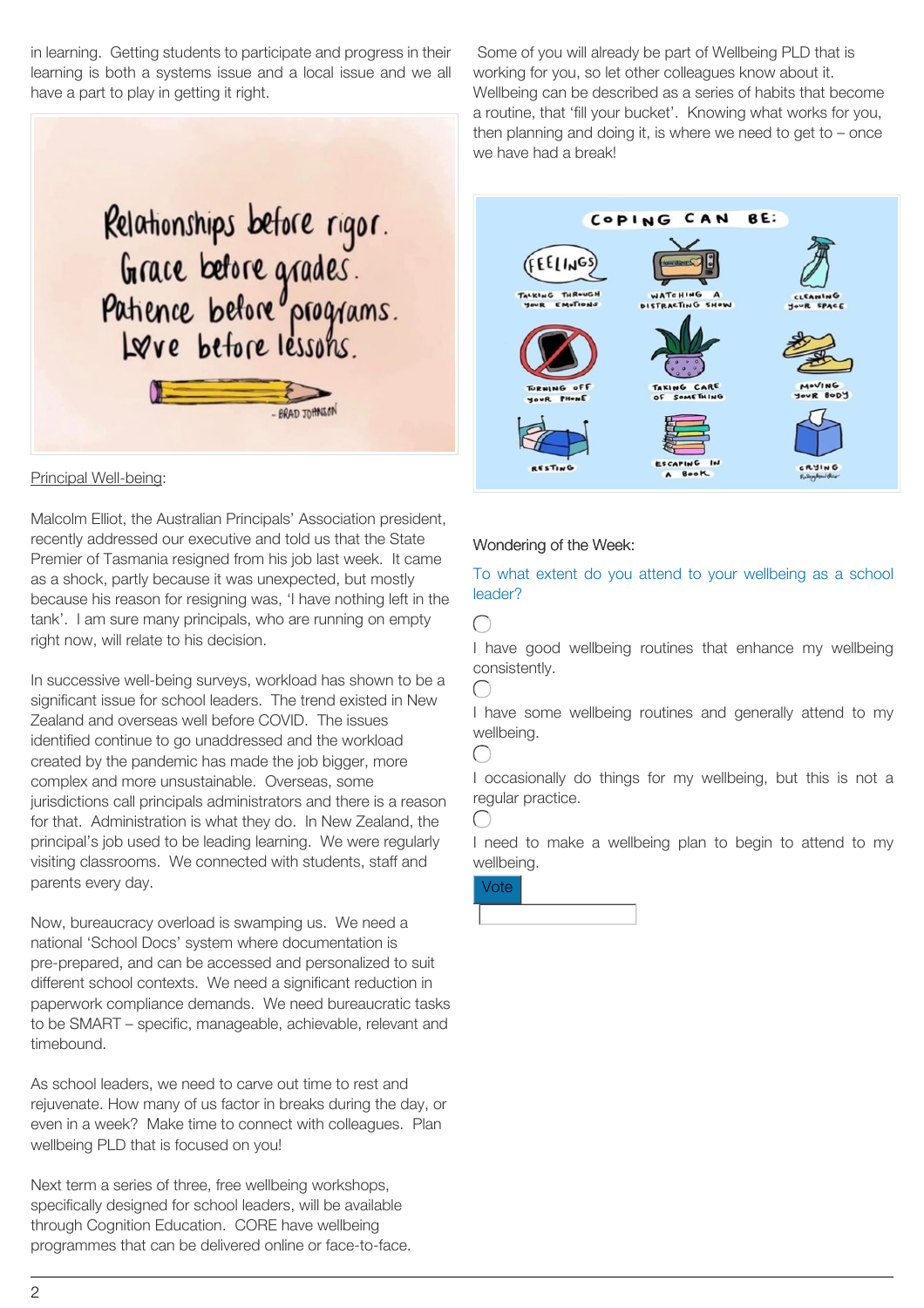in learning. Getting students to participate and progress in their learning is both a systems issue and a local issue and we all have a part to play in getting it right.

Principal Well-being:

Malcolm Elliot, the Australian Principals' Association president, recently addressed our executive and told us that the State Premier of Tasmania resigned from his job last week. It came as a shock, partly because it was unexpected, but mostly because his reason for resigning was, 'I have nothing left in the tank'. I am sure many principals, who are running on empty right now, will relate to his decision.

In successive well-being surveys, workload has shown to be a significant issue for school leaders. The trend existed in New Zealand and overseas well before COVID. The issues identified continue to go unaddressed and the workload created by the pandemic has made the job bigger, more complex and more unsustainable. Overseas, some jurisdictions call principals administrators and there is a reason for that. Administration is what they do. In New Zealand, the principal's job used to be leading learning. We were regularly visiting classrooms. We connected with students, staff and parents every day.

Now, bureaucracy overload is swamping us. We need a national 'School Docs' system where documentation is pre-prepared, and can be accessed and personalized to suit different school contexts. We need a significant reduction in paperwork compliance demands. We need bureaucratic tasks to be SMART – specific, manageable, achievable, relevant and timebound.

As school leaders, we need to carve out time to rest and rejuvenate. How many of us factor in breaks during the day, or even in a week? Make time to connect with colleagues. Plan wellbeing PLD that is focused on you!

Next term a series of three, free wellbeing workshops, specifically designed for school leaders, will be available through Cognition Education. CORE have wellbeing programmes that can be delivered online or face-to-face.

Some of you will already be part of Wellbeing PLD that is working for you, so let other colleagues know about it. Wellbeing can be described as a series of habits that become a routine, that 'fill your bucket'. Knowing what works for you, then planning and doing it, is where we need to get to – once we have had a break!

Wondering of the Week:

To what extent do you attend to your wellbeing as a school leader?

- I have good wellbeing routines that enhance my wellbeing consistently.
- I have some wellbeing routines and generally attend to my wellbeing.
- I occasionally do things for my wellbeing, but this is not a regular practice.
- I need to make a wellbeing plan to begin to attend to my wellbeing.

Vote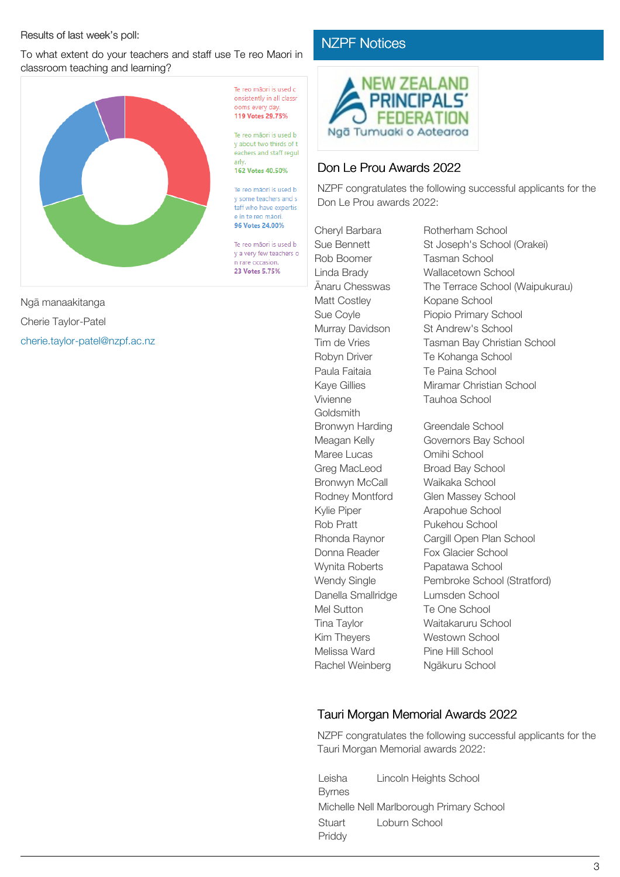Results of last week's poll:

To what extent do your teachers and staff use Te reo Maori in classroom teaching and learning?

Te reo māori is used consistently in all classrooms every day.
119 Votes 29.75%

Te reo māori is used by about two thirds of teachers and staff regularly.
162 Votes 40.50%

Te reo māori is used by some teachers and staff who have expertise in te reo maori.
96 Votes 24.00%

Te reo māori is used by a very few teachers on rare occasion.
23 Votes 5.75%

Ngā manaakitanga

Cherie Taylor-Patel

cherie.taylor-patel@nzpf.ac.nz

## NZPF Notices

NEW ZEALAND PRINCIPALS' FEDERATION
Ngā Tumuaki o Aotearoa

### Don Le Prou Awards 2022

NZPF congratulates the following successful applicants for the Don Le Prou awards 2022:

| Name | School |
|---|---|
| Cheryl Barbara | Rotherham School |
| Sue Bennett | St Joseph's School (Orakei) |
| Rob Boomer | Tasman School |
| Linda Brady | Wallacetown School |
| Ānaru Chesswas | The Terrace School (Waipukurau) |
| Matt Costley | Kopane School |
| Sue Coyle | Piopio Primary School |
| Murray Davidson | St Andrew's School |
| Tim de Vries | Tasman Bay Christian School |
| Robyn Driver | Te Kohanga School |
| Paula Faitaia | Te Paina School |
| Kaye Gillies | Miramar Christian School |
| Vivienne Goldsmith | Tauhoa School |
| Bronwyn Harding | Greendale School |
| Meagan Kelly | Governors Bay School |
| Maree Lucas | Omihi School |
| Greg MacLeod | Broad Bay School |
| Bronwyn McCall | Waikaka School |
| Rodney Montford | Glen Massey School |
| Kylie Piper | Arapohue School |
| Rob Pratt | Pukehou School |
| Rhonda Raynor | Cargill Open Plan School |
| Donna Reader | Fox Glacier School |
| Wynita Roberts | Papatawa School |
| Wendy Single | Pembroke School (Stratford) |
| Danella Smallridge | Lumsden School |
| Mel Sutton | Te One School |
| Tina Taylor | Waitakaruru School |
| Kim Theyers | Westown School |
| Melissa Ward | Pine Hill School |
| Rachel Weinberg | Ngākuru School |

### Tauri Morgan Memorial Awards 2022

NZPF congratulates the following successful applicants for the Tauri Morgan Memorial awards 2022:

| Name | School |
|---|---|
| Leisha Byrnes | Lincoln Heights School |
| Michelle Nell | Marlborough Primary School |
| Stuart Priddy | Loburn School |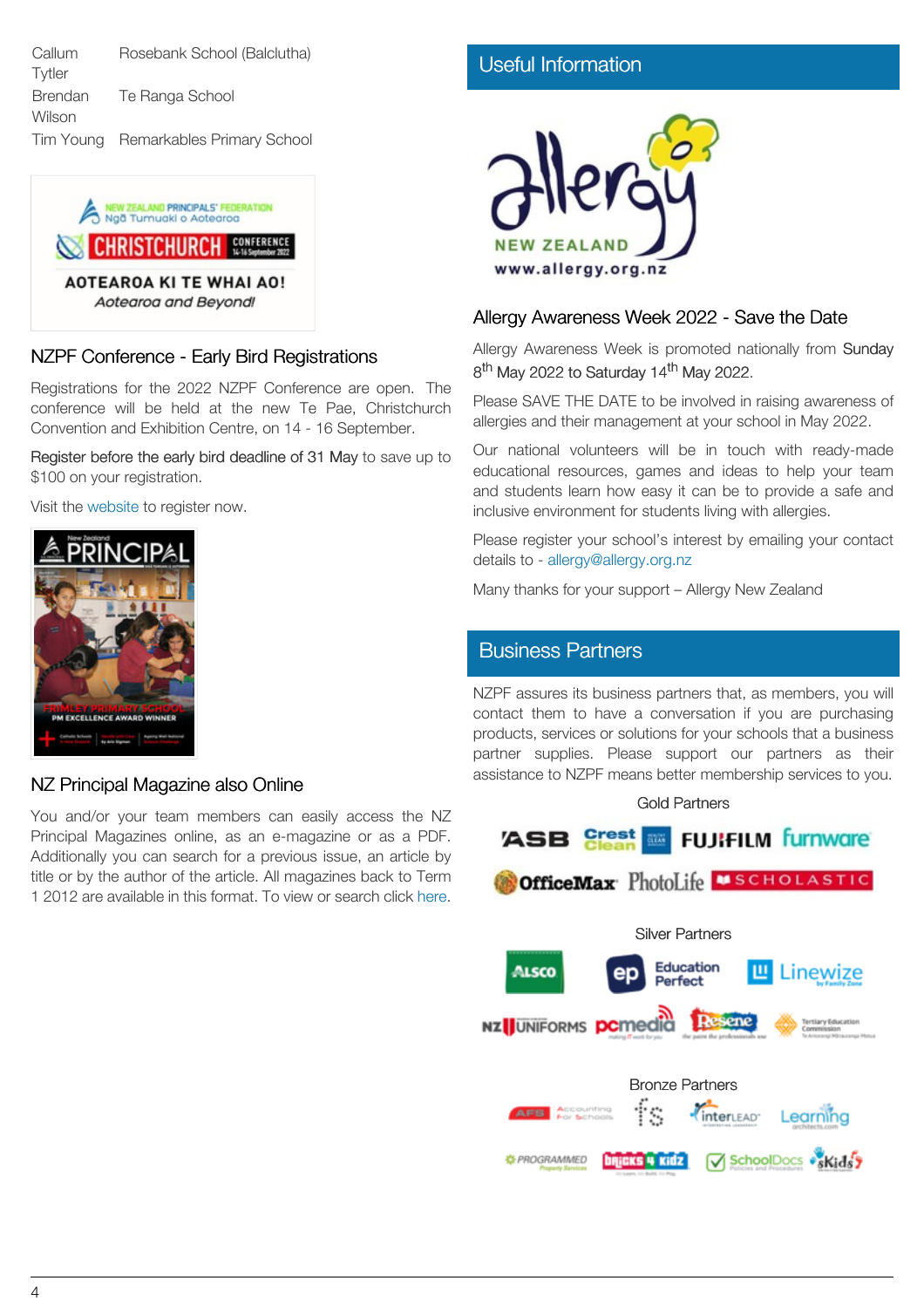| | |
|---|---|
| Callum Tytler | Rosebank School (Balclutha) |
| Brendan Wilson | Te Ranga School |
| Tim Young | Remarkables Primary School |

NEW ZEALAND PRINCIPALS' FEDERATION
Ngā Tumuaki o Aotearoa
CHRISTCHURCH CONFERENCE 14-16 September 2022
AOTEAROA KI TE WHAI AO!
*Aotearoa and Beyond!*

## NZPF Conference - Early Bird Registrations

Registrations for the 2022 NZPF Conference are open. The conference will be held at the new Te Pae, Christchurch Convention and Exhibition Centre, on 14 - 16 September.

Register before the early bird deadline of 31 May to save up to $100 on your registration.

Visit the website to register now.

## NZ Principal Magazine also Online

You and/or your team members can easily access the NZ Principal Magazines online, as an e-magazine or as a PDF. Additionally you can search for a previous issue, an article by title or by the author of the article. All magazines back to Term 1 2012 are available in this format. To view or search click here.

# Useful Information

allergy NEW ZEALAND
www.allergy.org.nz

## Allergy Awareness Week 2022 - Save the Date

Allergy Awareness Week is promoted nationally from Sunday 8th May 2022 to Saturday 14th May 2022.

Please SAVE THE DATE to be involved in raising awareness of allergies and their management at your school in May 2022.

Our national volunteers will be in touch with ready-made educational resources, games and ideas to help your team and students learn how easy it can be to provide a safe and inclusive environment for students living with allergies.

Please register your school's interest by emailing your contact details to - allergy@allergy.org.nz

Many thanks for your support – Allergy New Zealand

# Business Partners

NZPF assures its business partners that, as members, you will contact them to have a conversation if you are purchasing products, services or solutions for your schools that a business partner supplies. Please support our partners as their assistance to NZPF means better membership services to you.

Gold Partners

ASB, Crest Clean, FUJIFILM, furnware, OfficeMax, PhotoLife, SCHOLASTIC

Silver Partners

ALSCO, Education Perfect, Linewize, NZ UNIFORMS, pcmedia, Resene, Tertiary Education Commission

Bronze Partners

AFS Accounting For Schools, fs, interLEAD, Learning architects.com, PROGRAMMED, Bricks 4 Kidz, SchoolDocs, sKids